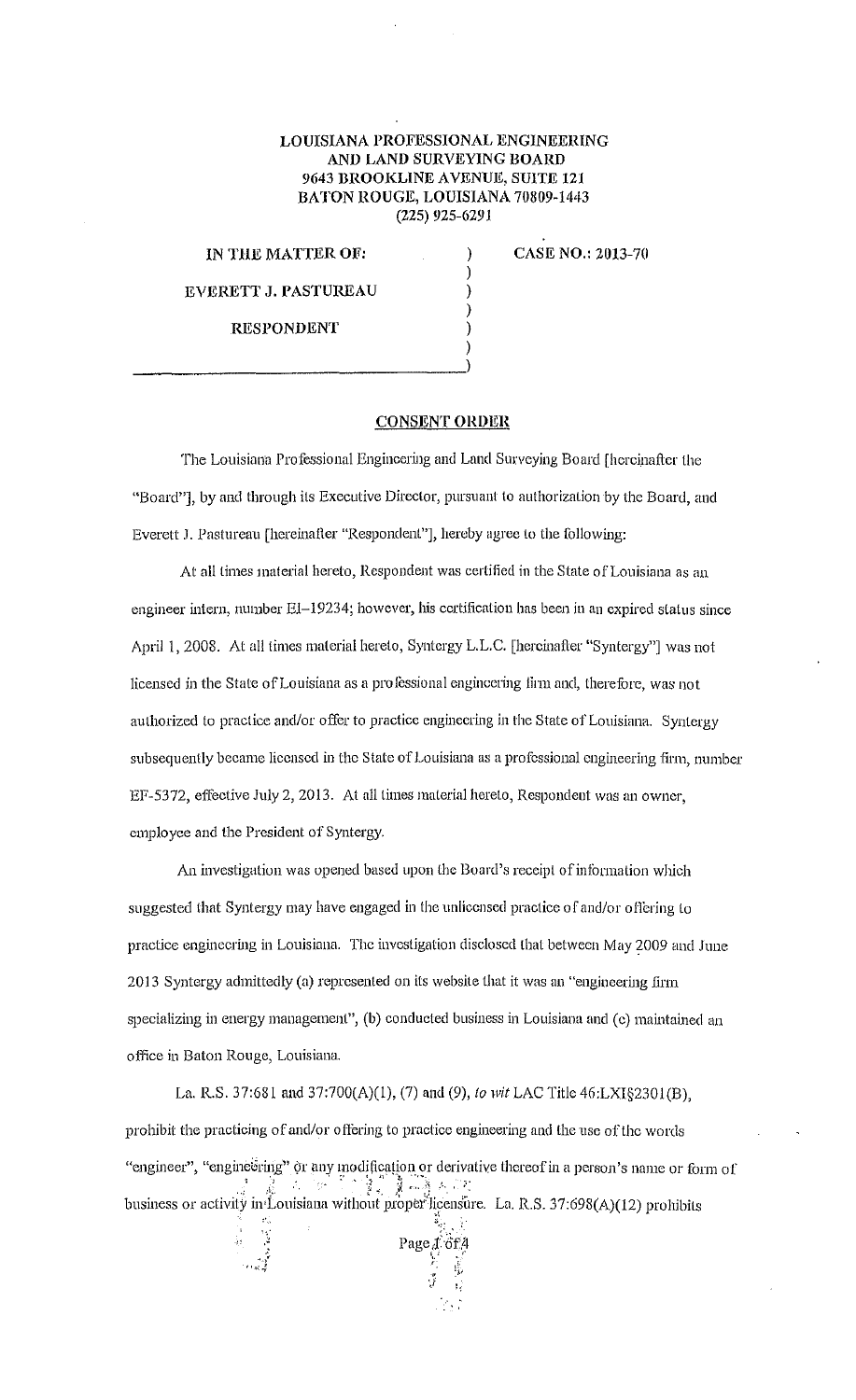LOUISIANA PROFESSIONAL ENGINEERING
AND LAND SURVEYING BOARD
9643 BROOKLINE AVENUE, SUITE 121
BATON ROUGE, LOUISIANA 70809-1443
(225) 925-6291

IN THE MATTER OF: ) CASE NO.: 2013-70

EVERETT J. PASTUREAU )

RESPONDENT )

## CONSENT ORDER

The Louisiana Professional Engineering and Land Surveying Board [hereinafter the "Board"], by and through its Executive Director, pursuant to authorization by the Board, and Everett J. Pastureau [hereinafter "Respondent"], hereby agree to the following:

At all times material hereto, Respondent was certified in the State of Louisiana as an engineer intern, number EI-19234; however, his certification has been in an expired status since April 1, 2008. At all times material hereto, Syntergy L.L.C. [hereinafter "Syntergy"] was not licensed in the State of Louisiana as a professional engineering firm and, therefore, was not authorized to practice and/or offer to practice engineering in the State of Louisiana. Syntergy subsequently became licensed in the State of Louisiana as a professional engineering firm, number EF-5372, effective July 2, 2013. At all times material hereto, Respondent was an owner, employee and the President of Syntergy.

An investigation was opened based upon the Board's receipt of information which suggested that Syntergy may have engaged in the unlicensed practice of and/or offering to practice engineering in Louisiana. The investigation disclosed that between May 2009 and June 2013 Syntergy admittedly (a) represented on its website that it was an "engineering firm specializing in energy management", (b) conducted business in Louisiana and (c) maintained an office in Baton Rouge, Louisiana.

La. R.S. 37:681 and 37:700(A)(1), (7) and (9), *to wit* LAC Title 46:LXI§2301(B), prohibit the practicing of and/or offering to practice engineering and the use of the words "engineer", "engineering" or any modification or derivative thereof in a person's name or form of business or activity in Louisiana without proper licensure. La. R.S. 37:698(A)(12) prohibits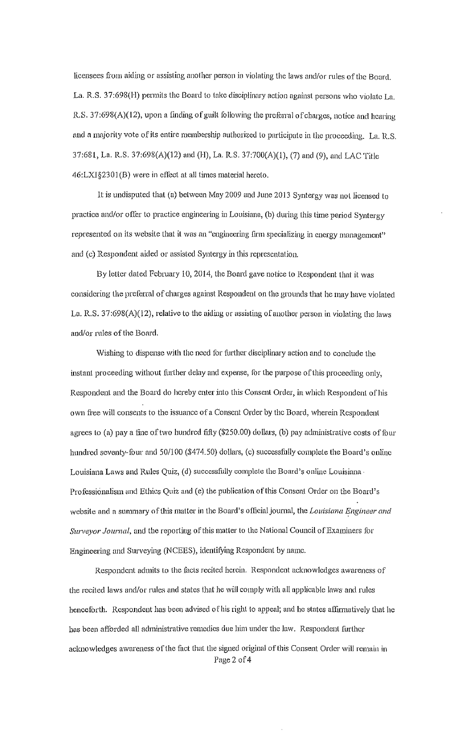licensees from aiding or assisting another person in violating the laws and/or rules of the Board. La. R.S. 37:698(H) permits the Board to take disciplinary action against persons who violate La. R.S. 37:698(A)(12), upon a finding of guilt following the preferral of charges, notice and hearing and a majority vote of its entire membership authorized to participate in the proceeding. La. R.S. 37:681, La. R.S. 37:698(A)(12) and (H), La. R.S. 37:700(A)(1), (7) and (9), and LAC Title 46:LXI§2301(B) were in effect at all times material hereto.

It is undisputed that (a) between May 2009 and June 2013 Syntergy was not licensed to practice and/or offer to practice engineering in Louisiana, (b) during this time period Syntergy represented on its website that it was an "engineering firm specializing in energy management" and (c) Respondent aided or assisted Syntergy in this representation.

By letter dated February 10, 2014, the Board gave notice to Respondent that it was considering the preferral of charges against Respondent on the grounds that he may have violated La. R.S. 37:698(A)(12), relative to the aiding or assisting of another person in violating the laws and/or rules of the Board.

Wishing to dispense with the need for further disciplinary action and to conclude the instant proceeding without further delay and expense, for the purpose of this proceeding only, Respondent and the Board do hereby enter into this Consent Order, in which Respondent of his own free will consents to the issuance of a Consent Order by the Board, wherein Respondent agrees to (a) pay a fine of two hundred fifty ($250.00) dollars, (b) pay administrative costs of four hundred seventy-four and 50/100 ($474.50) dollars, (c) successfully complete the Board's online Louisiana Laws and Rules Quiz, (d) successfully complete the Board's online Louisiana Professionalism and Ethics Quiz and (e) the publication of this Consent Order on the Board's website and a summary of this matter in the Board's official journal, the *Louisiana Engineer and Surveyor Journal*, and the reporting of this matter to the National Council of Examiners for Engineering and Surveying (NCEES), identifying Respondent by name.

Respondent admits to the facts recited herein. Respondent acknowledges awareness of the recited laws and/or rules and states that he will comply with all applicable laws and rules henceforth. Respondent has been advised of his right to appeal; and he states affirmatively that he has been afforded all administrative remedies due him under the law. Respondent further acknowledges awareness of the fact that the signed original of this Consent Order will remain in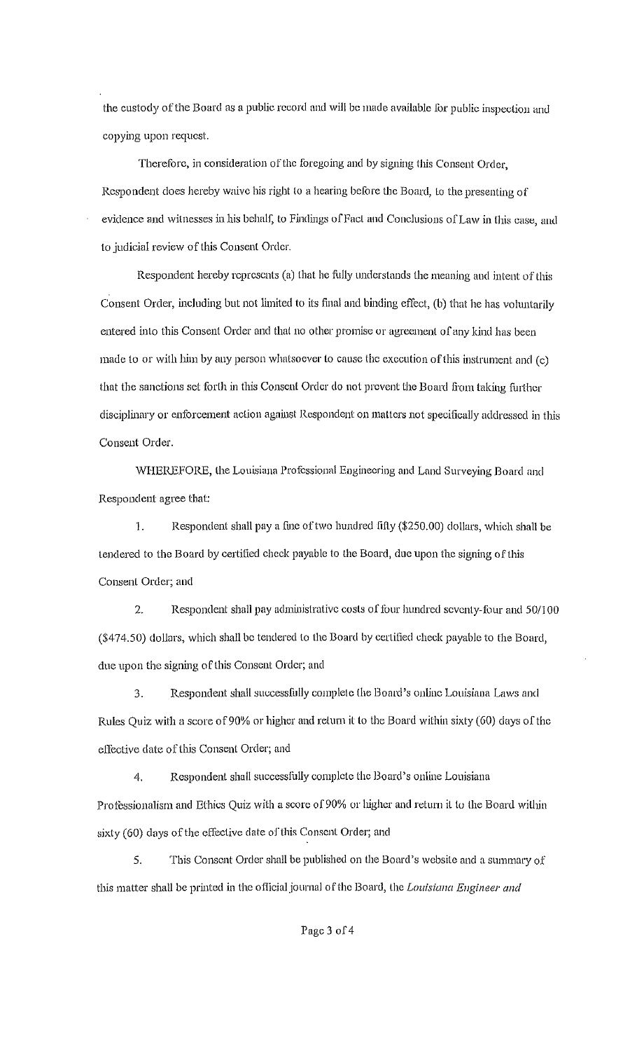the custody of the Board as a public record and will be made available for public inspection and copying upon request.

Therefore, in consideration of the foregoing and by signing this Consent Order, Respondent does hereby waive his right to a hearing before the Board, to the presenting of evidence and witnesses in his behalf, to Findings of Fact and Conclusions of Law in this case, and to judicial review of this Consent Order.

Respondent hereby represents (a) that he fully understands the meaning and intent of this Consent Order, including but not limited to its final and binding effect, (b) that he has voluntarily entered into this Consent Order and that no other promise or agreement of any kind has been made to or with him by any person whatsoever to cause the execution of this instrument and (c) that the sanctions set forth in this Consent Order do not prevent the Board from taking further disciplinary or enforcement action against Respondent on matters not specifically addressed in this Consent Order.

WHEREFORE, the Louisiana Professional Engineering and Land Surveying Board and Respondent agree that:

1. Respondent shall pay a fine of two hundred fifty ($250.00) dollars, which shall be tendered to the Board by certified check payable to the Board, due upon the signing of this Consent Order; and

2. Respondent shall pay administrative costs of four hundred seventy-four and 50/100 ($474.50) dollars, which shall be tendered to the Board by certified check payable to the Board, due upon the signing of this Consent Order; and

3. Respondent shall successfully complete the Board's online Louisiana Laws and Rules Quiz with a score of 90% or higher and return it to the Board within sixty (60) days of the effective date of this Consent Order; and

4. Respondent shall successfully complete the Board's online Louisiana Professionalism and Ethics Quiz with a score of 90% or higher and return it to the Board within sixty (60) days of the effective date of this Consent Order; and

5. This Consent Order shall be published on the Board's website and a summary of this matter shall be printed in the official journal of the Board, the *Louisiana Engineer and*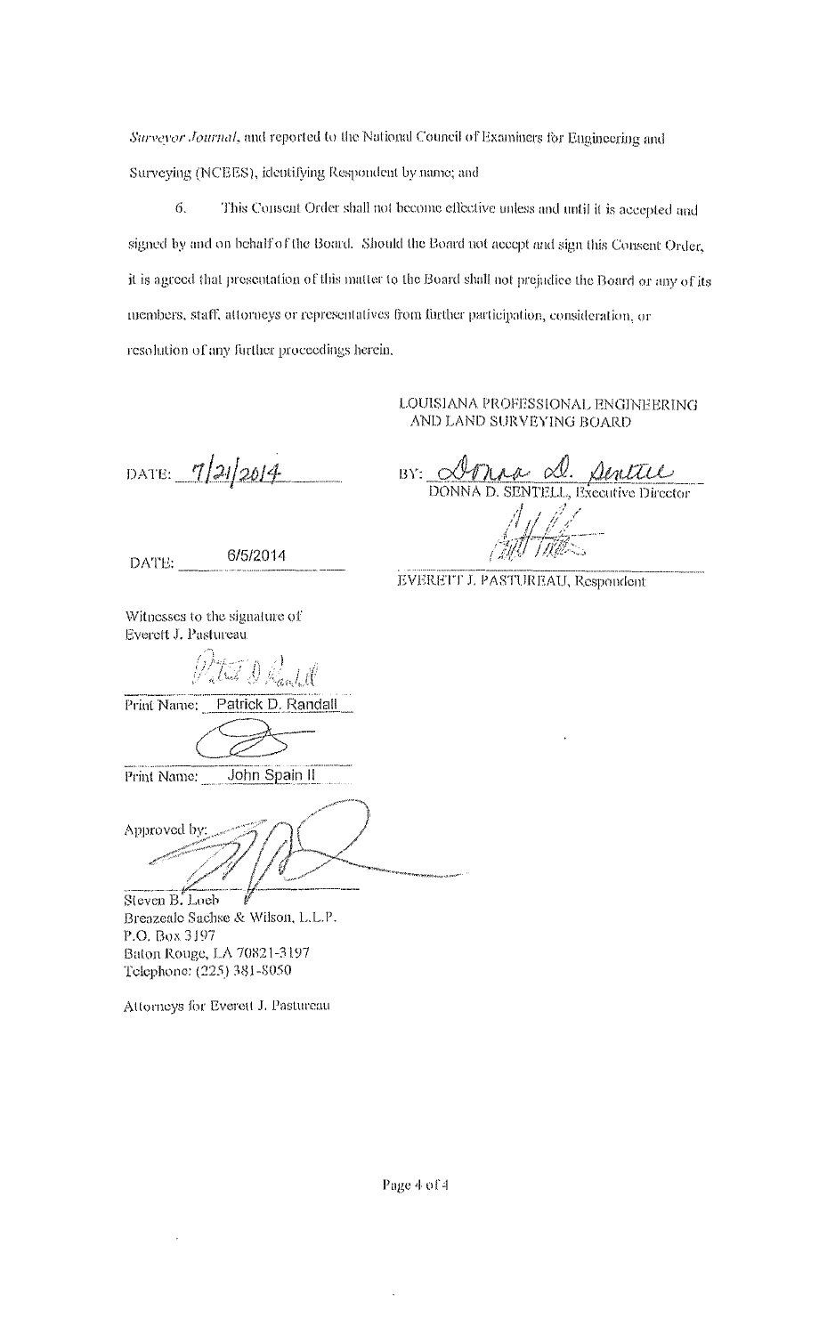*Surveyor Journal*, and reported to the National Council of Examiners for Engineering and Surveying (NCEES), identifying Respondent by name; and

6. This Consent Order shall not become effective unless and until it is accepted and signed by and on behalf of the Board. Should the Board not accept and sign this Consent Order, it is agreed that presentation of this matter to the Board shall not prejudice the Board or any of its members, staff, attorneys or representatives from further participation, consideration, or resolution of any further proceedings herein.

LOUISIANA PROFESSIONAL ENGINEERING AND LAND SURVEYING BOARD

DATE: 7/21/2014

BY: Donna D. Sentell
DONNA D. SENTELL, Executive Director

DATE: 6/5/2014

EVERETT J. PASTUREAU, Respondent

Witnesses to the signature of Everett J. Pastureau

Print Name: Patrick D. Randall

Print Name: John Spain II

Approved by:

Steven B. Loeb
Breazeale Sachse & Wilson, L.L.P.
P.O. Box 3197
Baton Rouge, LA 70821-3197
Telephone: (225) 381-8050

Attorneys for Everett J. Pastureau